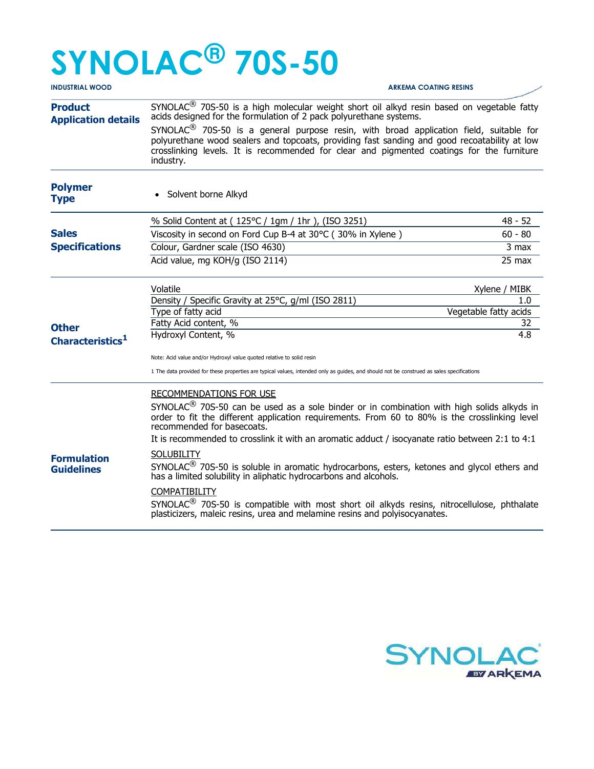# SYNOLAC® 70S-50

**INDUSTRIAL WOOD** — **ARKEMA COATING RESINS**

## Product Application details

SYNOLAC® 70S-50 is a high molecular weight short oil alkyd resin based on vegetable fatty acids designed for the formulation of 2 pack polyurethane systems.

SYNOLAC® 70S-50 is a general purpose resin, with broad application field, suitable for polyurethane wood sealers and topcoats, providing fast sanding and good recoatability at low crosslinking levels. It is recommended for clear and pigmented coatings for the furniture industry.

## Polymer Type

- Solvent borne Alkyd

## Sales Specifications

| Property | Value |
| --- | --- |
| % Solid Content at ( 125°C / 1gm / 1hr ), (ISO 3251) | 48 - 52 |
| Viscosity in second on Ford Cup B-4 at 30°C ( 30% in Xylene ) | 60 - 80 |
| Colour, Gardner scale (ISO 4630) | 3 max |
| Acid value, mg KOH/g (ISO 2114) | 25 max |

## Other Characteristics[1]

| Property | Value |
| --- | --- |
| Volatile | Xylene / MIBK |
| Density / Specific Gravity at 25°C, g/ml (ISO 2811) | 1.0 |
| Type of fatty acid | Vegetable fatty acids |
| Fatty Acid content, % | 32 |
| Hydroxyl Content, % | 4.8 |

Note: Acid value and/or Hydroxyl value quoted relative to solid resin

1 The data provided for these properties are typical values, intended only as guides, and should not be construed as sales specifications

## Formulation Guidelines

RECOMMENDATIONS FOR USE

SYNOLAC® 70S-50 can be used as a sole binder or in combination with high solids alkyds in order to fit the different application requirements. From 60 to 80% is the crosslinking level recommended for basecoats.

It is recommended to crosslink it with an aromatic adduct / isocyanate ratio between 2:1 to 4:1

SOLUBILITY

SYNOLAC® 70S-50 is soluble in aromatic hydrocarbons, esters, ketones and glycol ethers and has a limited solubility in aliphatic hydrocarbons and alcohols.

COMPATIBILITY

SYNOLAC® 70S-50 is compatible with most short oil alkyds resins, nitrocellulose, phthalate plasticizers, maleic resins, urea and melamine resins and polyisocyanates.

SYNOLAC® BY ARKEMA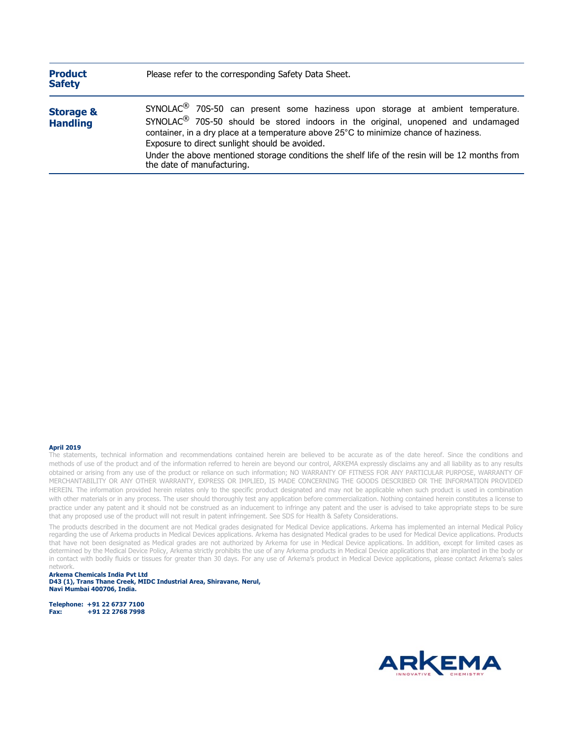| | |
|---|---|
| **Product Safety** | Please refer to the corresponding Safety Data Sheet. |
| **Storage & Handling** | SYNOLAC® 70S-50 can present some haziness upon storage at ambient temperature. SYNOLAC® 70S-50 should be stored indoors in the original, unopened and undamaged container, in a dry place at a temperature above 25°C to minimize chance of haziness.<br>Exposure to direct sunlight should be avoided.<br>Under the above mentioned storage conditions the shelf life of the resin will be 12 months from the date of manufacturing. |

**April 2019**

The statements, technical information and recommendations contained herein are believed to be accurate as of the date hereof. Since the conditions and methods of use of the product and of the information referred to herein are beyond our control, ARKEMA expressly disclaims any and all liability as to any results obtained or arising from any use of the product or reliance on such information; NO WARRANTY OF FITNESS FOR ANY PARTICULAR PURPOSE, WARRANTY OF MERCHANTABILITY OR ANY OTHER WARRANTY, EXPRESS OR IMPLIED, IS MADE CONCERNING THE GOODS DESCRIBED OR THE INFORMATION PROVIDED HEREIN. The information provided herein relates only to the specific product designated and may not be applicable when such product is used in combination with other materials or in any process. The user should thoroughly test any application before commercialization. Nothing contained herein constitutes a license to practice under any patent and it should not be construed as an inducement to infringe any patent and the user is advised to take appropriate steps to be sure that any proposed use of the product will not result in patent infringement. See SDS for Health & Safety Considerations.

The products described in the document are not Medical grades designated for Medical Device applications. Arkema has implemented an internal Medical Policy regarding the use of Arkema products in Medical Devices applications. Arkema has designated Medical grades to be used for Medical Device applications. Products that have not been designated as Medical grades are not authorized by Arkema for use in Medical Device applications. In addition, except for limited cases as determined by the Medical Device Policy, Arkema strictly prohibits the use of any Arkema products in Medical Device applications that are implanted in the body or in contact with bodily fluids or tissues for greater than 30 days. For any use of Arkema's product in Medical Device applications, please contact Arkema's sales network.

**Arkema Chemicals India Pvt Ltd**
**D43 (1), Trans Thane Creek, MIDC Industrial Area, Shiravane, Nerul,**
**Navi Mumbai 400706, India.**

**Telephone: +91 22 6737 7100**
**Fax: +91 22 2768 7998**

ARKEMA
INNOVATIVE CHEMISTRY